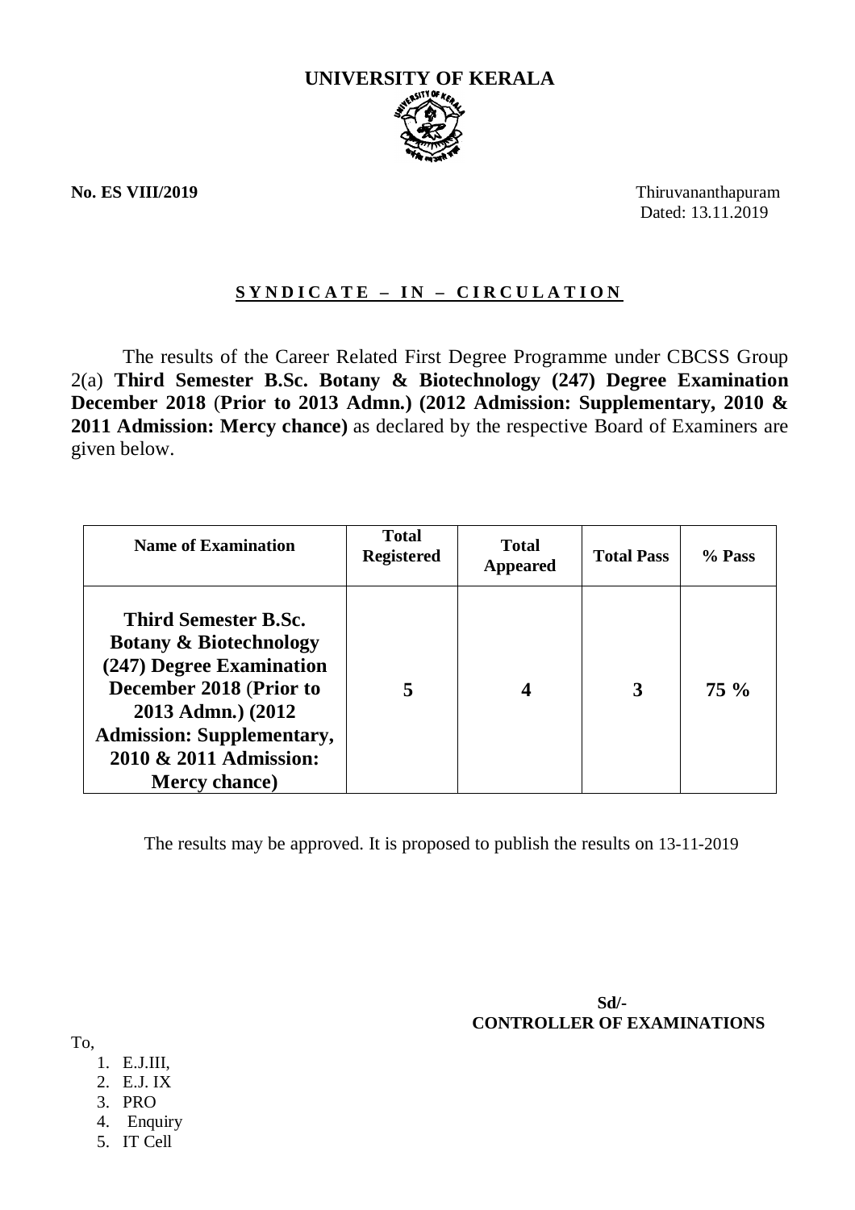# UNIVERSITY OF KERALA

**No. ES VIII/2019**

Thiruvananthapuram
Dated: 13.11.2019

## S Y N D I C A T E – I N – C I R C U L A T I O N

The results of the Career Related First Degree Programme under CBCSS Group 2(a) **Third Semester B.Sc. Botany & Biotechnology (247) Degree Examination December 2018 (Prior to 2013 Admn.) (2012 Admission: Supplementary, 2010 & 2011 Admission: Mercy chance)** as declared by the respective Board of Examiners are given below.

| Name of Examination | Total Registered | Total Appeared | Total Pass | % Pass |
|---|---|---|---|---|
| **Third Semester B.Sc. Botany & Biotechnology (247) Degree Examination December 2018 (Prior to 2013 Admn.) (2012 Admission: Supplementary, 2010 & 2011 Admission: Mercy chance)** | **5** | **4** | **3** | **75 %** |

The results may be approved. It is proposed to publish the results on 13-11-2019

**Sd/-**
**CONTROLLER OF EXAMINATIONS**

To,

1. E.J.III,
2. E.J. IX
3. PRO
4. Enquiry
5. IT Cell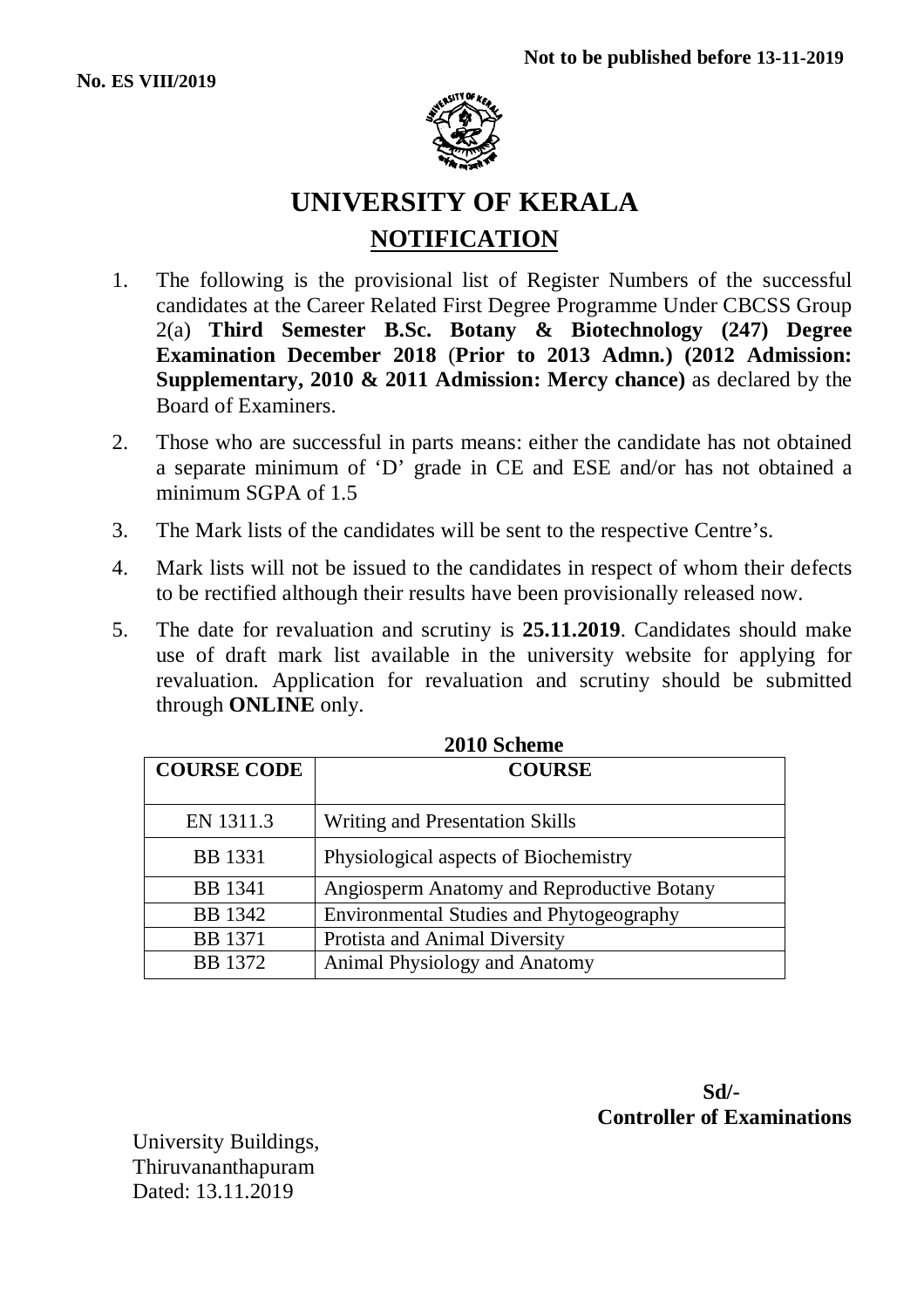**No. ES VIII/2019**

**Not to be published before 13-11-2019**

# UNIVERSITY OF KERALA

## NOTIFICATION

1. The following is the provisional list of Register Numbers of the successful candidates at the Career Related First Degree Programme Under CBCSS Group 2(a) **Third Semester B.Sc. Botany & Biotechnology (247) Degree Examination December 2018** (**Prior to 2013 Admn.) (2012 Admission: Supplementary, 2010 & 2011 Admission: Mercy chance)** as declared by the Board of Examiners.

2. Those who are successful in parts means: either the candidate has not obtained a separate minimum of 'D' grade in CE and ESE and/or has not obtained a minimum SGPA of 1.5

3. The Mark lists of the candidates will be sent to the respective Centre's.

4. Mark lists will not be issued to the candidates in respect of whom their defects to be rectified although their results have been provisionally released now.

5. The date for revaluation and scrutiny is **25.11.2019**. Candidates should make use of draft mark list available in the university website for applying for revaluation. Application for revaluation and scrutiny should be submitted through **ONLINE** only.

**2010 Scheme**

| COURSE CODE | COURSE |
|---|---|
| EN 1311.3 | Writing and Presentation Skills |
| BB 1331 | Physiological aspects of Biochemistry |
| BB 1341 | Angiosperm Anatomy and Reproductive Botany |
| BB 1342 | Environmental Studies and Phytogeography |
| BB 1371 | Protista and Animal Diversity |
| BB 1372 | Animal Physiology and Anatomy |

**Sd/-**
**Controller of Examinations**

University Buildings,
Thiruvananthapuram
Dated: 13.11.2019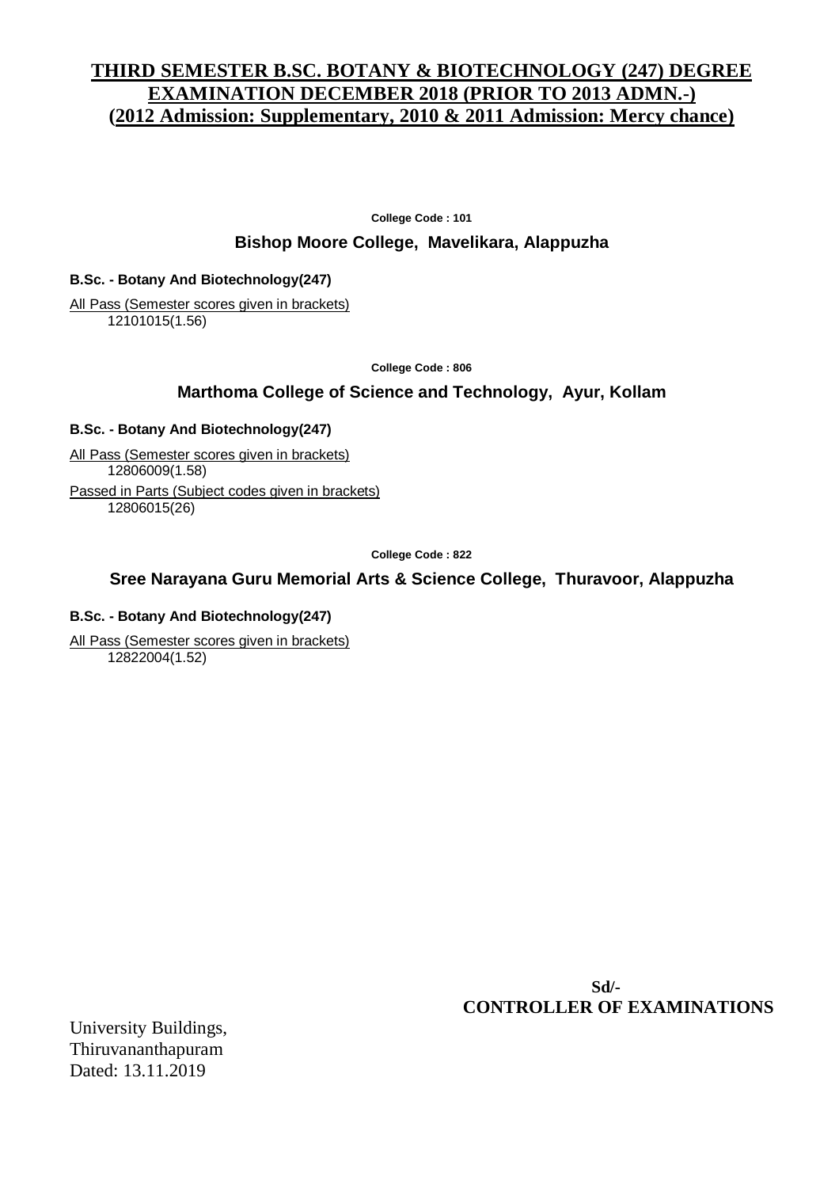# THIRD SEMESTER B.SC. BOTANY & BIOTECHNOLOGY (247) DEGREE EXAMINATION DECEMBER 2018 (PRIOR TO 2013 ADMN.-) (2012 Admission: Supplementary, 2010 & 2011 Admission: Mercy chance)

**College Code : 101**

### Bishop Moore College, Mavelikara, Alappuzha

**B.Sc. - Botany And Biotechnology(247)**

All Pass (Semester scores given in brackets)
12101015(1.56)

**College Code : 806**

### Marthoma College of Science and Technology, Ayur, Kollam

**B.Sc. - Botany And Biotechnology(247)**

All Pass (Semester scores given in brackets)
12806009(1.58)

Passed in Parts (Subject codes given in brackets)
12806015(26)

**College Code : 822**

### Sree Narayana Guru Memorial Arts & Science College, Thuravoor, Alappuzha

**B.Sc. - Botany And Biotechnology(247)**

All Pass (Semester scores given in brackets)
12822004(1.52)

**Sd/-**
**CONTROLLER OF EXAMINATIONS**

University Buildings,
Thiruvananthapuram
Dated: 13.11.2019